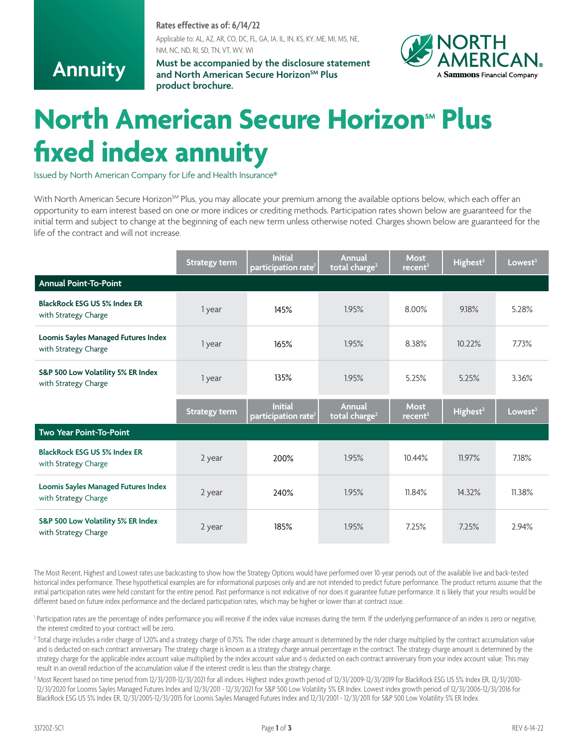Annuity

**Rates effective as of: 6/14/22**

Applicable to: AL, AZ, AR, CO, DC, FL, GA, IA, IL, IN, KS, KY, ME, MI, MS, NE, NM, NC, ND, RI, SD, TN, VT, WV, WI

**Must be accompanied by the disclosure statement and North American Secure Horizon℠ Plus product brochure.**

NORTH AMERICAN®
A Sammons Financial Company

# North American Secure Horizon℠ Plus fixed index annuity

Issued by North American Company for Life and Health Insurance®

With North American Secure Horizon℠ Plus, you may allocate your premium among the available options below, which each offer an opportunity to earn interest based on one or more indices or crediting methods. Participation rates shown below are guaranteed for the initial term and subject to change at the beginning of each new term unless otherwise noted. Charges shown below are guaranteed for the life of the contract and will not increase.

| | Strategy term | Initial participation rate[1] | Annual total charge[2] | Most recent[3] | Highest[3] | Lowest[3] |
|---|---|---|---|---|---|---|
| **Annual Point-To-Point** | | | | | | |
| **BlackRock ESG US 5% Index ER** with Strategy Charge | 1 year | 145% | 1.95% | 8.00% | 9.18% | 5.28% |
| **Loomis Sayles Managed Futures Index** with Strategy Charge | 1 year | 165% | 1.95% | 8.38% | 10.22% | 7.73% |
| **S&P 500 Low Volatility 5% ER Index** with Strategy Charge | 1 year | 135% | 1.95% | 5.25% | 5.25% | 3.36% |
| **Two Year Point-To-Point** | | | | | | |
| **BlackRock ESG US 5% Index ER** with Strategy Charge | 2 year | 200% | 1.95% | 10.44% | 11.97% | 7.18% |
| **Loomis Sayles Managed Futures Index** with Strategy Charge | 2 year | 240% | 1.95% | 11.84% | 14.32% | 11.38% |
| **S&P 500 Low Volatility 5% ER Index** with Strategy Charge | 2 year | 185% | 1.95% | 7.25% | 7.25% | 2.94% |

The Most Recent, Highest and Lowest rates use backcasting to show how the Strategy Options would have performed over 10-year periods out of the available live and back-tested historical index performance. These hypothetical examples are for informational purposes only and are not intended to predict future performance. The product returns assume that the initial participation rates were held constant for the entire period. Past performance is not indicative of nor does it guarantee future performance. It is likely that your results would be different based on future index performance and the declared participation rates, which may be higher or lower than at contract issue.

[1] Participation rates are the percentage of index performance you will receive if the index value increases during the term. If the underlying performance of an index is zero or negative, the interest credited to your contract will be zero.

[2] Total charge includes a rider charge of 1.20% and a strategy charge of 0.75%. The rider charge amount is determined by the rider charge multiplied by the contract accumulation value and is deducted on each contract anniversary. The strategy charge is known as a strategy charge annual percentage in the contract. The strategy charge amount is determined by the strategy charge for the applicable index account value multiplied by the index account value and is deducted on each contract anniversary from your index account value. This may result in an overall reduction of the accumulation value if the interest credit is less than the strategy charge.

[3] Most Recent based on time period from 12/31/2011-12/31/2021 for all indices. Highest index growth period of 12/31/2009-12/31/2019 for BlackRock ESG US 5% Index ER, 12/31/2010-12/31/2020 for Loomis Sayles Managed Futures Index and 12/31/2011 - 12/31/2021 for S&P 500 Low Volatility 5% ER Index. Lowest index growth period of 12/31/2006-12/31/2016 for BlackRock ESG US 5% Index ER, 12/31/2005-12/31/2015 for Loomis Sayles Managed Futures Index and 12/31/2001 - 12/31/2011 for S&P 500 Low Volatility 5% ER Index.

33720Z-SC1 REV 6-14-22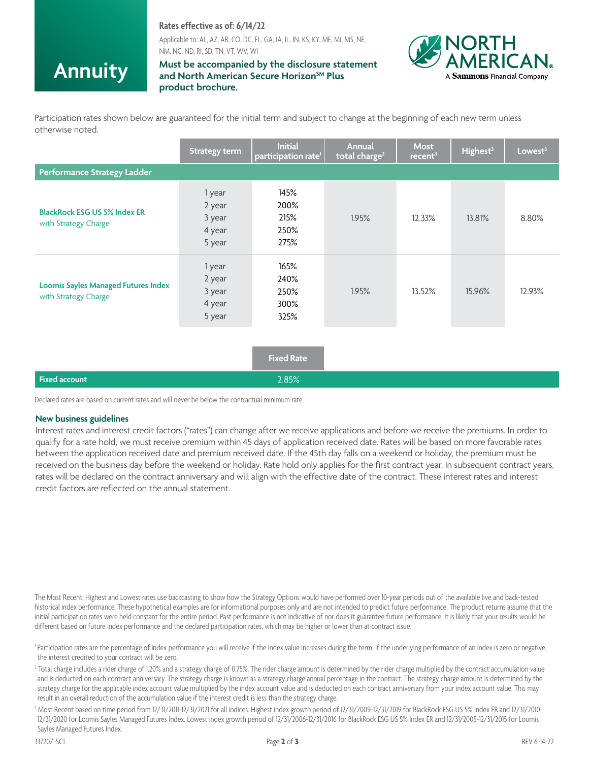# Annuity

**Rates effective as of: 6/14/22**

Applicable to: AL, AZ, AR, CO, DC, FL, GA, IA, IL, IN, KS, KY, ME, MI, MS, NE, NM, NC, ND, RI, SD, TN, VT, WV, WI

**Must be accompanied by the disclosure statement and North American Secure Horizon℠ Plus product brochure.**

NORTH AMERICAN. A Sammons Financial Company

Participation rates shown below are guaranteed for the initial term and subject to change at the beginning of each new term unless otherwise noted.

| | Strategy term | Initial participation rate[1] | Annual total charge[2] | Most recent[3] | Highest[3] | Lowest[3] |
|---|---|---|---|---|---|---|
| **Performance Strategy Ladder** | | | | | | |
| **BlackRock ESG US 5% Index ER** with Strategy Charge | 1 year<br>2 year<br>3 year<br>4 year<br>5 year | 145%<br>200%<br>215%<br>250%<br>275% | 1.95% | 12.33% | 13.81% | 8.80% |
| **Loomis Sayles Managed Futures Index** with Strategy Charge | 1 year<br>2 year<br>3 year<br>4 year<br>5 year | 165%<br>240%<br>250%<br>300%<br>325% | 1.95% | 13.52% | 15.96% | 12.93% |

| | Fixed Rate |
|---|---|
| **Fixed account** | 2.85% |

Declared rates are based on current rates and will never be below the contractual minimum rate.

### New business guidelines

Interest rates and interest credit factors ("rates") can change after we receive applications and before we receive the premiums. In order to qualify for a rate hold, we must receive premium within 45 days of application received date. Rates will be based on more favorable rates between the application received date and premium received date. If the 45th day falls on a weekend or holiday, the premium must be received on the business day before the weekend or holiday. Rate hold only applies for the first contract year. In subsequent contract years, rates will be declared on the contract anniversary and will align with the effective date of the contract. These interest rates and interest credit factors are reflected on the annual statement.

The Most Recent, Highest and Lowest rates use backcasting to show how the Strategy Options would have performed over 10-year periods out of the available live and back-tested historical index performance. These hypothetical examples are for informational purposes only and are not intended to predict future performance. The product returns assume that the initial participation rates were held constant for the entire period. Past performance is not indicative of nor does it guarantee future performance. It is likely that your results would be different based on future index performance and the declared participation rates, which may be higher or lower than at contract issue.

[1] Participation rates are the percentage of index performance you will receive if the index value increases during the term. If the underlying performance of an index is zero or negative, the interest credited to your contract will be zero.

[2] Total charge includes a rider charge of 1.20% and a strategy charge of 0.75%. The rider charge amount is determined by the rider charge multiplied by the contract accumulation value and is deducted on each contract anniversary. The strategy charge is known as a strategy charge annual percentage in the contract. The strategy charge amount is determined by the strategy charge for the applicable index account value multiplied by the index account value and is deducted on each contract anniversary from your index account value. This may result in an overall reduction of the accumulation value if the interest credit is less than the strategy charge.

[3] Most Recent based on time period from 12/31/2011-12/31/2021 for all indices. Highest index growth period of 12/31/2009-12/31/2019 for BlackRock ESG US 5% Index ER and 12/31/2010-12/31/2020 for Loomis Sayles Managed Futures Index. Lowest index growth period of 12/31/2006-12/31/2016 for BlackRock ESG US 5% Index ER and 12/31/2005-12/31/2015 for Loomis Sayles Managed Futures Index.

33720Z-SC1 REV 6-14-22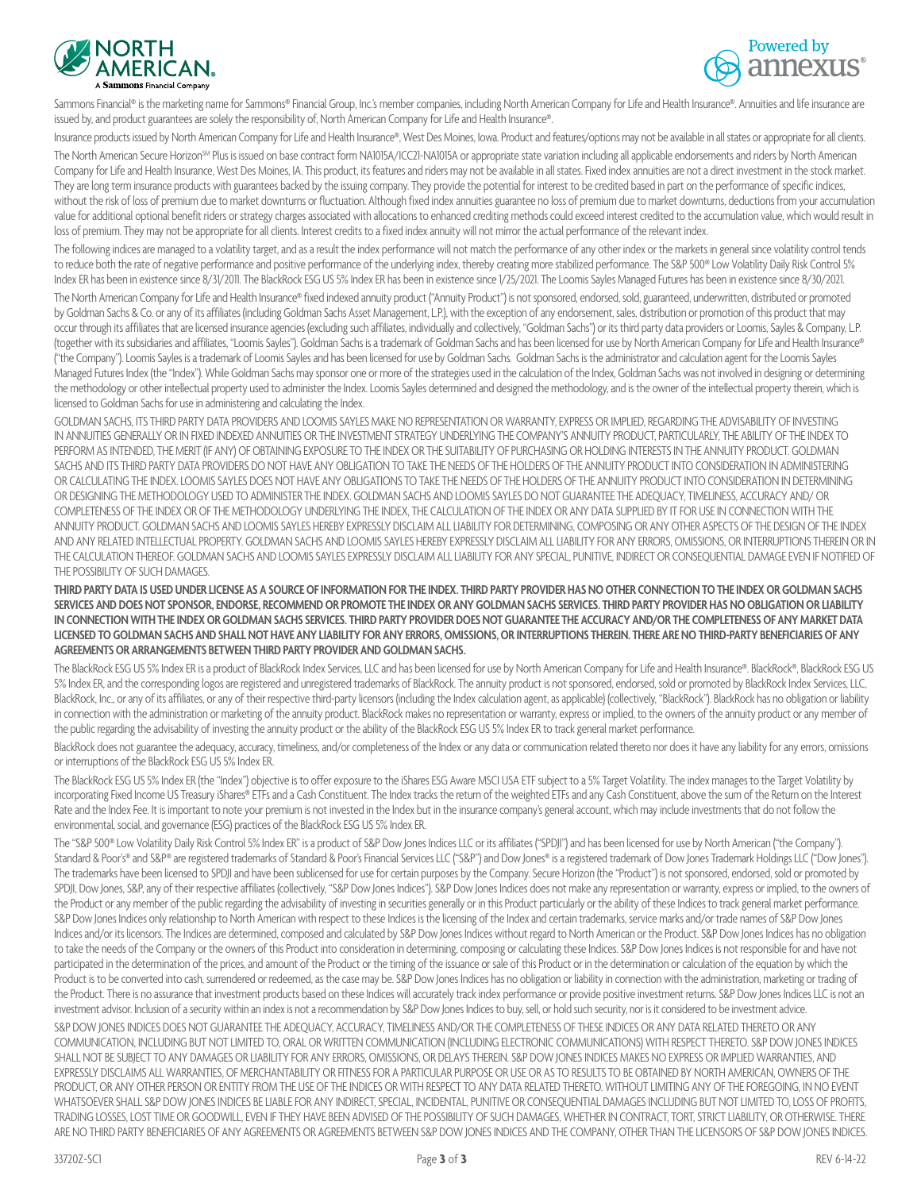Sammons Financial® is the marketing name for Sammons® Financial Group, Inc.'s member companies, including North American Company for Life and Health Insurance®. Annuities and life insurance are issued by, and product guarantees are solely the responsibility of, North American Company for Life and Health Insurance®.

Insurance products issued by North American Company for Life and Health Insurance®, West Des Moines, Iowa. Product and features/options may not be available in all states or appropriate for all clients.

The North American Secure Horizon℠ Plus is issued on base contract form NA1015A/ICC21-NA1015A or appropriate state variation including all applicable endorsements and riders by North American Company for Life and Health Insurance, West Des Moines, IA. This product, its features and riders may not be available in all states. Fixed index annuities are not a direct investment in the stock market. They are long term insurance products with guarantees backed by the issuing company. They provide the potential for interest to be credited based in part on the performance of specific indices, without the risk of loss of premium due to market downturns or fluctuation. Although fixed index annuities guarantee no loss of premium due to market downturns, deductions from your accumulation value for additional optional benefit riders or strategy charges associated with allocations to enhanced crediting methods could exceed interest credited to the accumulation value, which would result in loss of premium. They may not be appropriate for all clients. Interest credits to a fixed index annuity will not mirror the actual performance of the relevant index.

The following indices are managed to a volatility target, and as a result the index performance will not match the performance of any other index or the markets in general since volatility control tends to reduce both the rate of negative performance and positive performance of the underlying index, thereby creating more stabilized performance. The S&P 500® Low Volatility Daily Risk Control 5% Index ER has been in existence since 8/31/2011. The BlackRock ESG US 5% Index ER has been in existence since 1/25/2021. The Loomis Sayles Managed Futures has been in existence since 8/30/2021.

The North American Company for Life and Health Insurance® fixed indexed annuity product ("Annuity Product") is not sponsored, endorsed, sold, guaranteed, underwritten, distributed or promoted by Goldman Sachs & Co. or any of its affiliates (including Goldman Sachs Asset Management, L.P.), with the exception of any endorsement, sales, distribution or promotion of this product that may occur through its affiliates that are licensed insurance agencies (excluding such affiliates, individually and collectively, "Goldman Sachs") or its third party data providers or Loomis, Sayles & Company, L.P. (together with its subsidiaries and affiliates, "Loomis Sayles"). Goldman Sachs is a trademark of Goldman Sachs and has been licensed for use by North American Company for Life and Health Insurance® ("the Company"). Loomis Sayles is a trademark of Loomis Sayles and has been licensed for use by Goldman Sachs. Goldman Sachs is the administrator and calculation agent for the Loomis Sayles Managed Futures Index (the "Index"). While Goldman Sachs may sponsor one or more of the strategies used in the calculation of the Index, Goldman Sachs was not involved in designing or determining the methodology or other intellectual property used to administer the Index. Loomis Sayles determined and designed the methodology, and is the owner of the intellectual property therein, which is licensed to Goldman Sachs for use in administering and calculating the Index.

GOLDMAN SACHS, ITS THIRD PARTY DATA PROVIDERS AND LOOMIS SAYLES MAKE NO REPRESENTATION OR WARRANTY, EXPRESS OR IMPLIED, REGARDING THE ADVISABILITY OF INVESTING IN ANNUITIES GENERALLY OR IN FIXED INDEXED ANNUITIES OR THE INVESTMENT STRATEGY UNDERLYING THE COMPANY'S ANNUITY PRODUCT, PARTICULARLY, THE ABILITY OF THE INDEX TO PERFORM AS INTENDED, THE MERIT (IF ANY) OF OBTAINING EXPOSURE TO THE INDEX OR THE SUITABILITY OF PURCHASING OR HOLDING INTERESTS IN THE ANNUITY PRODUCT. GOLDMAN SACHS AND ITS THIRD PARTY DATA PROVIDERS DO NOT HAVE ANY OBLIGATION TO TAKE THE NEEDS OF THE HOLDERS OF THE ANNUITY PRODUCT INTO CONSIDERATION IN ADMINISTERING OR CALCULATING THE INDEX. LOOMIS SAYLES DOES NOT HAVE ANY OBLIGATIONS TO TAKE THE NEEDS OF THE HOLDERS OF THE ANNUITY PRODUCT INTO CONSIDERATION IN DETERMINING OR DESIGNING THE METHODOLOGY USED TO ADMINISTER THE INDEX. GOLDMAN SACHS AND LOOMIS SAYLES DO NOT GUARANTEE THE ADEQUACY, TIMELINESS, ACCURACY AND/ OR COMPLETENESS OF THE INDEX OR OF THE METHODOLOGY UNDERLYING THE INDEX, THE CALCULATION OF THE INDEX OR ANY DATA SUPPLIED BY IT FOR USE IN CONNECTION WITH THE ANNUITY PRODUCT. GOLDMAN SACHS AND LOOMIS SAYLES HEREBY EXPRESSLY DISCLAIM ALL LIABILITY FOR DETERMINING, COMPOSING OR ANY OTHER ASPECTS OF THE DESIGN OF THE INDEX AND ANY RELATED INTELLECTUAL PROPERTY. GOLDMAN SACHS AND LOOMIS SAYLES HEREBY EXPRESSLY DISCLAIM ALL LIABILITY FOR ANY ERRORS, OMISSIONS, OR INTERRUPTIONS THEREIN OR IN THE CALCULATION THEREOF. GOLDMAN SACHS AND LOOMIS SAYLES EXPRESSLY DISCLAIM ALL LIABILITY FOR ANY SPECIAL, PUNITIVE, INDIRECT OR CONSEQUENTIAL DAMAGE EVEN IF NOTIFIED OF THE POSSIBILITY OF SUCH DAMAGES.

**THIRD PARTY DATA IS USED UNDER LICENSE AS A SOURCE OF INFORMATION FOR THE INDEX. THIRD PARTY PROVIDER HAS NO OTHER CONNECTION TO THE INDEX OR GOLDMAN SACHS SERVICES AND DOES NOT SPONSOR, ENDORSE, RECOMMEND OR PROMOTE THE INDEX OR ANY GOLDMAN SACHS SERVICES. THIRD PARTY PROVIDER HAS NO OBLIGATION OR LIABILITY IN CONNECTION WITH THE INDEX OR GOLDMAN SACHS SERVICES. THIRD PARTY PROVIDER DOES NOT GUARANTEE THE ACCURACY AND/OR THE COMPLETENESS OF ANY MARKET DATA LICENSED TO GOLDMAN SACHS AND SHALL NOT HAVE ANY LIABILITY FOR ANY ERRORS, OMISSIONS, OR INTERRUPTIONS THEREIN. THERE ARE NO THIRD-PARTY BENEFICIARIES OF ANY AGREEMENTS OR ARRANGEMENTS BETWEEN THIRD PARTY PROVIDER AND GOLDMAN SACHS.**

The BlackRock ESG US 5% Index ER is a product of BlackRock Index Services, LLC and has been licensed for use by North American Company for Life and Health Insurance®. BlackRock®, BlackRock ESG US 5% Index ER, and the corresponding logos are registered and unregistered trademarks of BlackRock. The annuity product is not sponsored, endorsed, sold or promoted by BlackRock Index Services, LLC, BlackRock, Inc., or any of its affiliates, or any of their respective third-party licensors (including the Index calculation agent, as applicable) (collectively, "BlackRock"). BlackRock has no obligation or liability in connection with the administration or marketing of the annuity product. BlackRock makes no representation or warranty, express or implied, to the owners of the annuity product or any member of the public regarding the advisability of investing the annuity product or the ability of the BlackRock ESG US 5% Index ER to track general market performance.

BlackRock does not guarantee the adequacy, accuracy, timeliness, and/or completeness of the Index or any data or communication related thereto nor does it have any liability for any errors, omissions or interruptions of the BlackRock ESG US 5% Index ER.

The BlackRock ESG US 5% Index ER (the "Index") objective is to offer exposure to the iShares ESG Aware MSCI USA ETF subject to a 5% Target Volatility. The index manages to the Target Volatility by incorporating Fixed Income US Treasury iShares® ETFs and a Cash Constituent. The Index tracks the return of the weighted ETFs and any Cash Constituent, above the sum of the Return on the Interest Rate and the Index Fee. It is important to note your premium is not invested in the Index but in the insurance company's general account, which may include investments that do not follow the environmental, social, and governance (ESG) practices of the BlackRock ESG US 5% Index ER.

The "S&P 500® Low Volatility Daily Risk Control 5% Index ER" is a product of S&P Dow Jones Indices LLC or its affiliates ("SPDJI") and has been licensed for use by North American ("the Company"). Standard & Poor's® and S&P® are registered trademarks of Standard & Poor's Financial Services LLC ("S&P") and Dow Jones® is a registered trademark of Dow Jones Trademark Holdings LLC ("Dow Jones"). The trademarks have been licensed to SPDJI and have been sublicensed for use for certain purposes by the Company. Secure Horizon (the "Product") is not sponsored, endorsed, sold or promoted by SPDJI, Dow Jones, S&P, any of their respective affiliates (collectively, "S&P Dow Jones Indices"). S&P Dow Jones Indices does not make any representation or warranty, express or implied, to the owners of the Product or any member of the public regarding the advisability of investing in securities generally or in this Product particularly or the ability of these Indices to track general market performance. S&P Dow Jones Indices only relationship to North American with respect to these Indices is the licensing of the Index and certain trademarks, service marks and/or trade names of S&P Dow Jones Indices and/or its licensors. The Indices are determined, composed and calculated by S&P Dow Jones Indices without regard to North American or the Product. S&P Dow Jones Indices has no obligation to take the needs of the Company or the owners of this Product into consideration in determining, composing or calculating these Indices. S&P Dow Jones Indices is not responsible for and have not participated in the determination of the prices, and amount of the Product or the timing of the issuance or sale of this Product or in the determination or calculation of the equation by which the Product is to be converted into cash, surrendered or redeemed, as the case may be. S&P Dow Jones Indices has no obligation or liability in connection with the administration, marketing or trading of the Product. There is no assurance that investment products based on these Indices will accurately track index performance or provide positive investment returns. S&P Dow Jones Indices LLC is not an investment advisor. Inclusion of a security within an index is not a recommendation by S&P Dow Jones Indices to buy, sell, or hold such security, nor is it considered to be investment advice.

S&P DOW JONES INDICES DOES NOT GUARANTEE THE ADEQUACY, ACCURACY, TIMELINESS AND/OR THE COMPLETENESS OF THESE INDICES OR ANY DATA RELATED THERETO OR ANY COMMUNICATION, INCLUDING BUT NOT LIMITED TO, ORAL OR WRITTEN COMMUNICATION (INCLUDING ELECTRONIC COMMUNICATIONS) WITH RESPECT THERETO. S&P DOW JONES INDICES SHALL NOT BE SUBJECT TO ANY DAMAGES OR LIABILITY FOR ANY ERRORS, OMISSIONS, OR DELAYS THEREIN. S&P DOW JONES INDICES MAKES NO EXPRESS OR IMPLIED WARRANTIES, AND EXPRESSLY DISCLAIMS ALL WARRANTIES, OF MERCHANTABILITY OR FITNESS FOR A PARTICULAR PURPOSE OR USE OR AS TO RESULTS TO BE OBTAINED BY NORTH AMERICAN, OWNERS OF THE PRODUCT, OR ANY OTHER PERSON OR ENTITY FROM THE USE OF THE INDICES OR WITH RESPECT TO ANY DATA RELATED THERETO. WITHOUT LIMITING ANY OF THE FOREGOING, IN NO EVENT WHATSOEVER SHALL S&P DOW JONES INDICES BE LIABLE FOR ANY INDIRECT, SPECIAL, INCIDENTAL, PUNITIVE OR CONSEQUENTIAL DAMAGES INCLUDING BUT NOT LIMITED TO, LOSS OF PROFITS, TRADING LOSSES, LOST TIME OR GOODWILL, EVEN IF THEY HAVE BEEN ADVISED OF THE POSSIBILITY OF SUCH DAMAGES, WHETHER IN CONTRACT, TORT, STRICT LIABILITY, OR OTHERWISE. THERE ARE NO THIRD PARTY BENEFICIARIES OF ANY AGREEMENTS OR AGREEMENTS BETWEEN S&P DOW JONES INDICES AND THE COMPANY, OTHER THAN THE LICENSORS OF S&P DOW JONES INDICES.

33720Z-SC1 REV 6-14-22